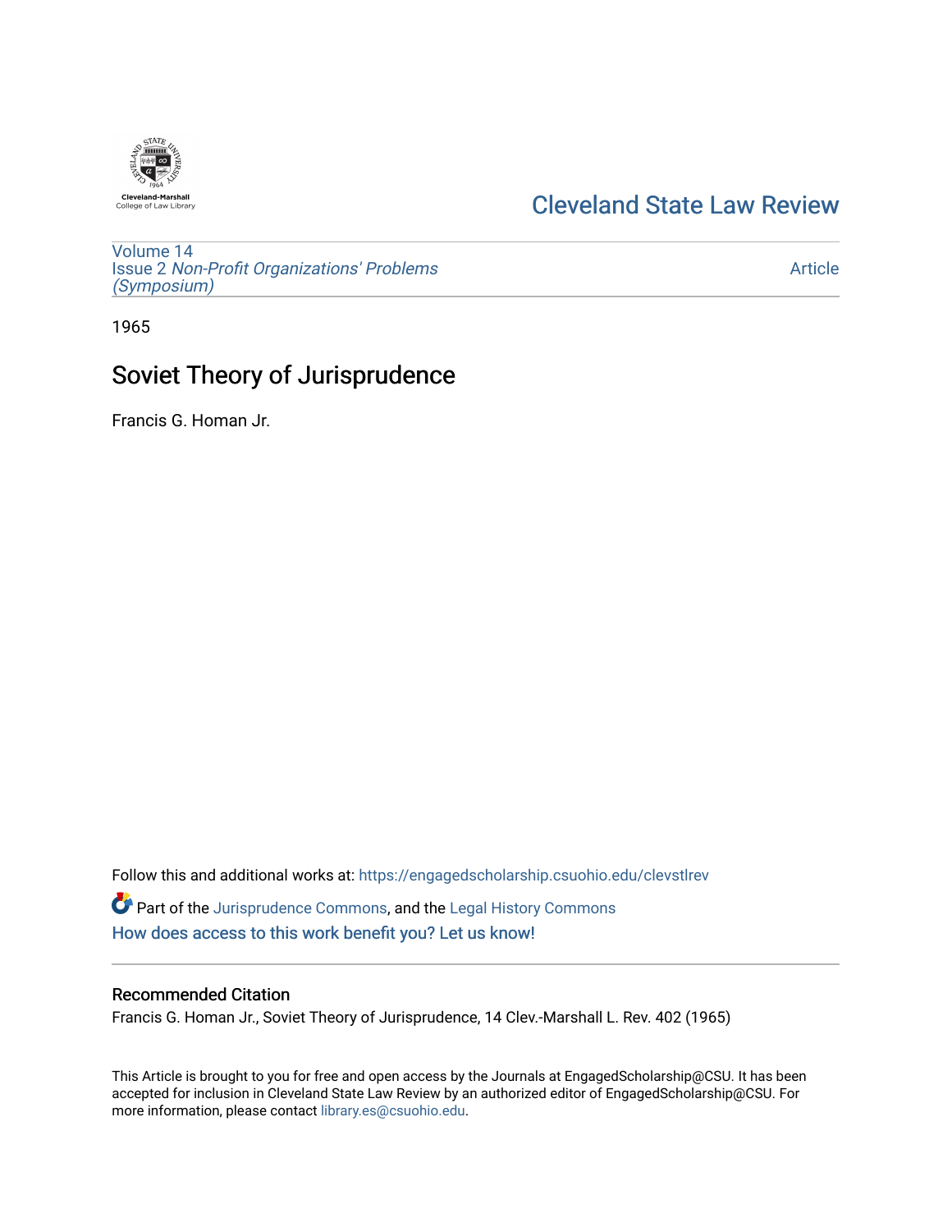Cleveland State Law Review

Volume 14
Issue 2 *Non-Profit Organizations' Problems (Symposium)*

Article

1965

# Soviet Theory of Jurisprudence

Francis G. Homan Jr.

Follow this and additional works at: https://engagedscholarship.csuohio.edu/clevstlrev

Part of the Jurisprudence Commons, and the Legal History Commons

How does access to this work benefit you? Let us know!

## Recommended Citation

Francis G. Homan Jr., Soviet Theory of Jurisprudence, 14 Clev.-Marshall L. Rev. 402 (1965)

This Article is brought to you for free and open access by the Journals at EngagedScholarship@CSU. It has been accepted for inclusion in Cleveland State Law Review by an authorized editor of EngagedScholarship@CSU. For more information, please contact library.es@csuohio.edu.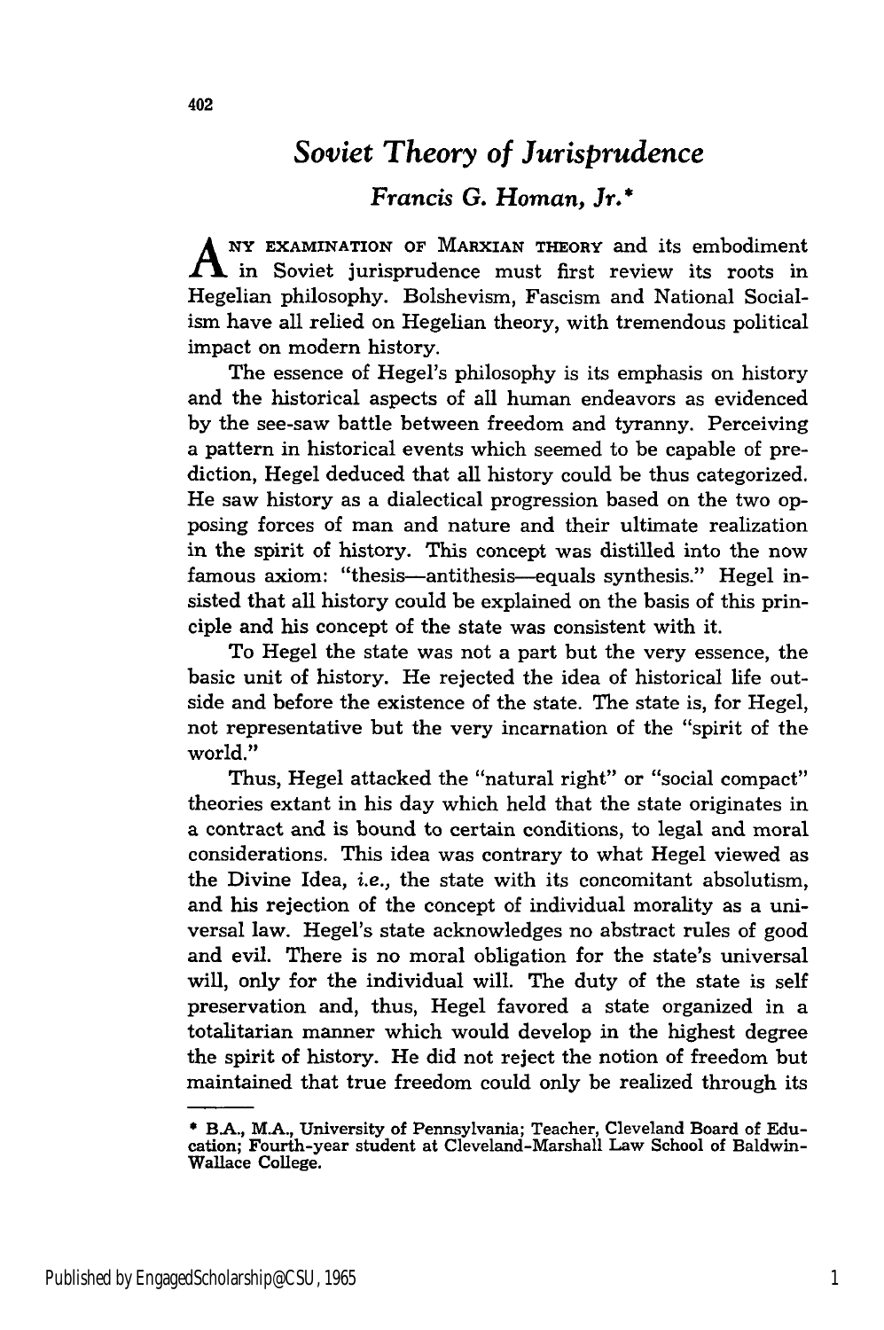# *Soviet Theory of Jurisprudence*

### *Francis G. Homan, Jr.*\*

ANY EXAMINATION OF MARXIAN THEORY and its embodiment in Soviet jurisprudence must first review its roots in Hegelian philosophy. Bolshevism, Fascism and National Socialism have all relied on Hegelian theory, with tremendous political impact on modern history.

The essence of Hegel's philosophy is its emphasis on history and the historical aspects of all human endeavors as evidenced by the see-saw battle between freedom and tyranny. Perceiving a pattern in historical events which seemed to be capable of prediction, Hegel deduced that all history could be thus categorized. He saw history as a dialectical progression based on the two opposing forces of man and nature and their ultimate realization in the spirit of history. This concept was distilled into the now famous axiom: "thesis—antithesis—equals synthesis." Hegel insisted that all history could be explained on the basis of this principle and his concept of the state was consistent with it.

To Hegel the state was not a part but the very essence, the basic unit of history. He rejected the idea of historical life outside and before the existence of the state. The state is, for Hegel, not representative but the very incarnation of the "spirit of the world."

Thus, Hegel attacked the "natural right" or "social compact" theories extant in his day which held that the state originates in a contract and is bound to certain conditions, to legal and moral considerations. This idea was contrary to what Hegel viewed as the Divine Idea, *i.e.,* the state with its concomitant absolutism, and his rejection of the concept of individual morality as a universal law. Hegel's state acknowledges no abstract rules of good and evil. There is no moral obligation for the state's universal will, only for the individual will. The duty of the state is self preservation and, thus, Hegel favored a state organized in a totalitarian manner which would develop in the highest degree the spirit of history. He did not reject the notion of freedom but maintained that true freedom could only be realized through its

---

\* B.A., M.A., University of Pennsylvania; Teacher, Cleveland Board of Education; Fourth-year student at Cleveland-Marshall Law School of Baldwin-Wallace College.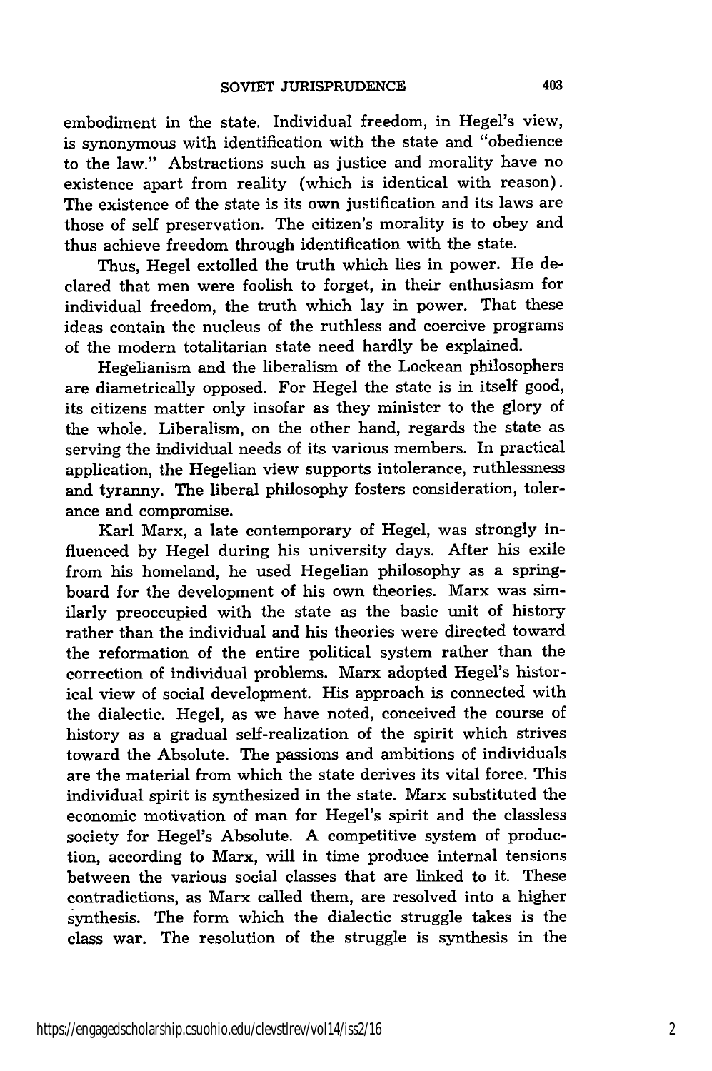embodiment in the state. Individual freedom, in Hegel's view, is synonymous with identification with the state and "obedience to the law." Abstractions such as justice and morality have no existence apart from reality (which is identical with reason). The existence of the state is its own justification and its laws are those of self preservation. The citizen's morality is to obey and thus achieve freedom through identification with the state.

Thus, Hegel extolled the truth which lies in power. He declared that men were foolish to forget, in their enthusiasm for individual freedom, the truth which lay in power. That these ideas contain the nucleus of the ruthless and coercive programs of the modern totalitarian state need hardly be explained.

Hegelianism and the liberalism of the Lockean philosophers are diametrically opposed. For Hegel the state is in itself good, its citizens matter only insofar as they minister to the glory of the whole. Liberalism, on the other hand, regards the state as serving the individual needs of its various members. In practical application, the Hegelian view supports intolerance, ruthlessness and tyranny. The liberal philosophy fosters consideration, tolerance and compromise.

Karl Marx, a late contemporary of Hegel, was strongly influenced by Hegel during his university days. After his exile from his homeland, he used Hegelian philosophy as a springboard for the development of his own theories. Marx was similarly preoccupied with the state as the basic unit of history rather than the individual and his theories were directed toward the reformation of the entire political system rather than the correction of individual problems. Marx adopted Hegel's historical view of social development. His approach is connected with the dialectic. Hegel, as we have noted, conceived the course of history as a gradual self-realization of the spirit which strives toward the Absolute. The passions and ambitions of individuals are the material from which the state derives its vital force. This individual spirit is synthesized in the state. Marx substituted the economic motivation of man for Hegel's spirit and the classless society for Hegel's Absolute. A competitive system of production, according to Marx, will in time produce internal tensions between the various social classes that are linked to it. These contradictions, as Marx called them, are resolved into a higher synthesis. The form which the dialectic struggle takes is the class war. The resolution of the struggle is synthesis in the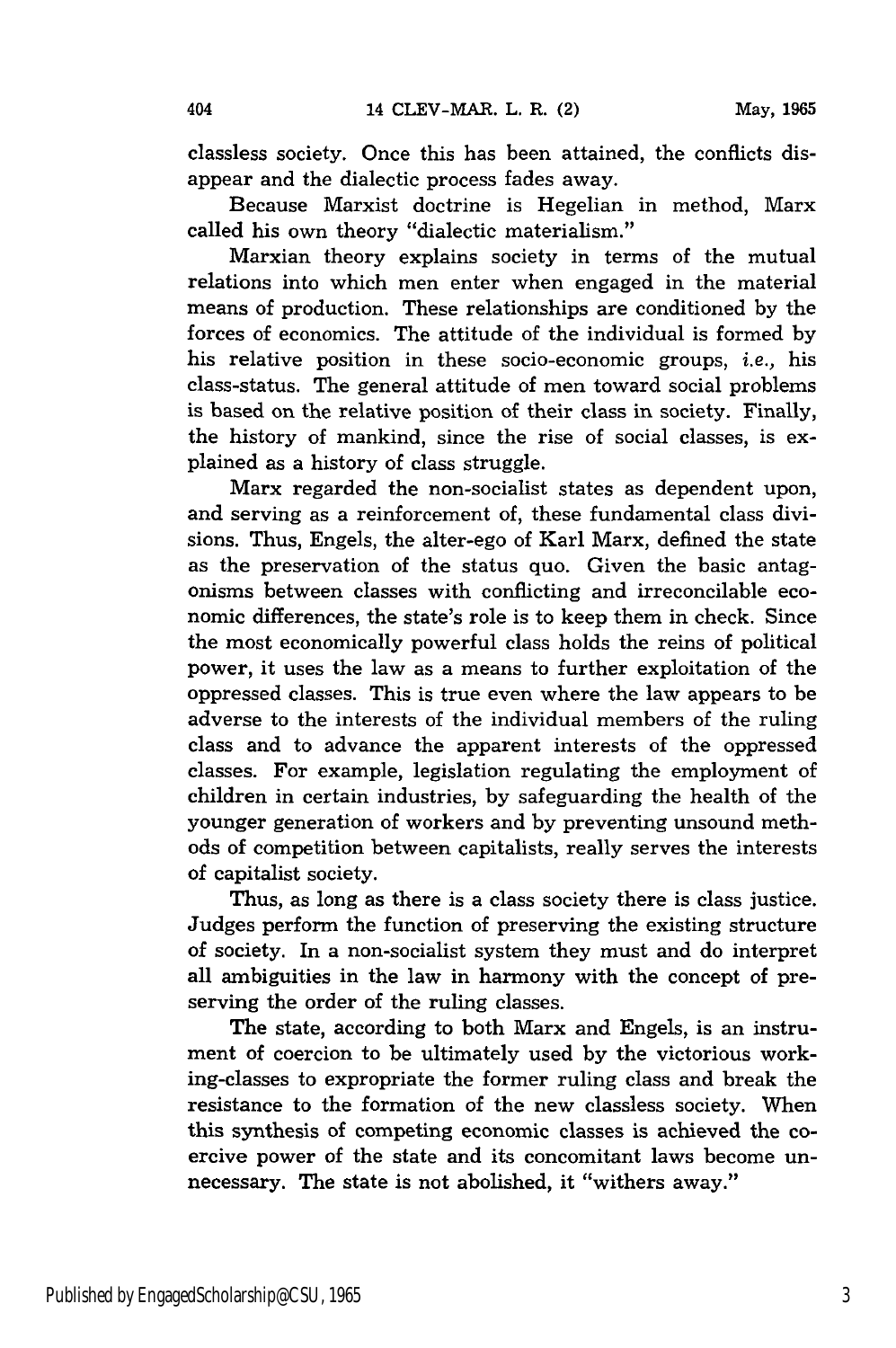classless society. Once this has been attained, the conflicts disappear and the dialectic process fades away.

Because Marxist doctrine is Hegelian in method, Marx called his own theory "dialectic materialism."

Marxian theory explains society in terms of the mutual relations into which men enter when engaged in the material means of production. These relationships are conditioned by the forces of economics. The attitude of the individual is formed by his relative position in these socio-economic groups, *i.e.,* his class-status. The general attitude of men toward social problems is based on the relative position of their class in society. Finally, the history of mankind, since the rise of social classes, is explained as a history of class struggle.

Marx regarded the non-socialist states as dependent upon, and serving as a reinforcement of, these fundamental class divisions. Thus, Engels, the alter-ego of Karl Marx, defined the state as the preservation of the status quo. Given the basic antagonisms between classes with conflicting and irreconcilable economic differences, the state's role is to keep them in check. Since the most economically powerful class holds the reins of political power, it uses the law as a means to further exploitation of the oppressed classes. This is true even where the law appears to be adverse to the interests of the individual members of the ruling class and to advance the apparent interests of the oppressed classes. For example, legislation regulating the employment of children in certain industries, by safeguarding the health of the younger generation of workers and by preventing unsound methods of competition between capitalists, really serves the interests of capitalist society.

Thus, as long as there is a class society there is class justice. Judges perform the function of preserving the existing structure of society. In a non-socialist system they must and do interpret all ambiguities in the law in harmony with the concept of preserving the order of the ruling classes.

The state, according to both Marx and Engels, is an instrument of coercion to be ultimately used by the victorious working-classes to expropriate the former ruling class and break the resistance to the formation of the new classless society. When this synthesis of competing economic classes is achieved the coercive power of the state and its concomitant laws become unnecessary. The state is not abolished, it "withers away."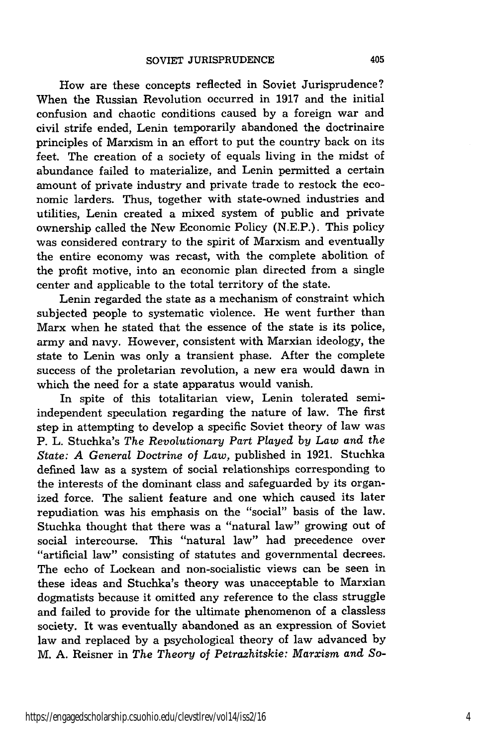How are these concepts reflected in Soviet Jurisprudence? When the Russian Revolution occurred in 1917 and the initial confusion and chaotic conditions caused by a foreign war and civil strife ended, Lenin temporarily abandoned the doctrinaire principles of Marxism in an effort to put the country back on its feet. The creation of a society of equals living in the midst of abundance failed to materialize, and Lenin permitted a certain amount of private industry and private trade to restock the economic larders. Thus, together with state-owned industries and utilities, Lenin created a mixed system of public and private ownership called the New Economic Policy (N.E.P.). This policy was considered contrary to the spirit of Marxism and eventually the entire economy was recast, with the complete abolition of the profit motive, into an economic plan directed from a single center and applicable to the total territory of the state.

Lenin regarded the state as a mechanism of constraint which subjected people to systematic violence. He went further than Marx when he stated that the essence of the state is its police, army and navy. However, consistent with Marxian ideology, the state to Lenin was only a transient phase. After the complete success of the proletarian revolution, a new era would dawn in which the need for a state apparatus would vanish.

In spite of this totalitarian view, Lenin tolerated semi-independent speculation regarding the nature of law. The first step in attempting to develop a specific Soviet theory of law was P. L. Stuchka's *The Revolutionary Part Played by Law and the State: A General Doctrine of Law,* published in 1921. Stuchka defined law as a system of social relationships corresponding to the interests of the dominant class and safeguarded by its organized force. The salient feature and one which caused its later repudiation was his emphasis on the "social" basis of the law. Stuchka thought that there was a "natural law" growing out of social intercourse. This "natural law" had precedence over "artificial law" consisting of statutes and governmental decrees. The echo of Lockean and non-socialistic views can be seen in these ideas and Stuchka's theory was unacceptable to Marxian dogmatists because it omitted any reference to the class struggle and failed to provide for the ultimate phenomenon of a classless society. It was eventually abandoned as an expression of Soviet law and replaced by a psychological theory of law advanced by M. A. Reisner in *The Theory of Petrazhitskie: Marxism and So-*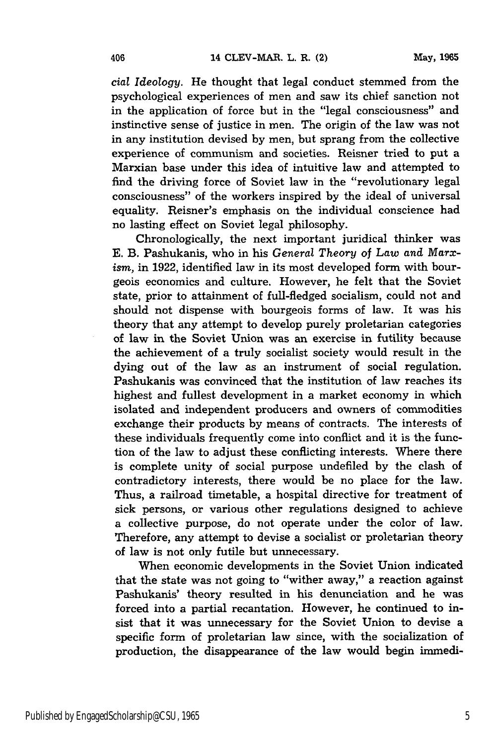*cial Ideology.* He thought that legal conduct stemmed from the psychological experiences of men and saw its chief sanction not in the application of force but in the "legal consciousness" and instinctive sense of justice in men. The origin of the law was not in any institution devised by men, but sprang from the collective experience of communism and societies. Reisner tried to put a Marxian base under this idea of intuitive law and attempted to find the driving force of Soviet law in the "revolutionary legal consciousness" of the workers inspired by the ideal of universal equality. Reisner's emphasis on the individual conscience had no lasting effect on Soviet legal philosophy.

Chronologically, the next important juridical thinker was E. B. Pashukanis, who in his *General Theory of Law and Marxism,* in 1922, identified law in its most developed form with bourgeois economics and culture. However, he felt that the Soviet state, prior to attainment of full-fledged socialism, could not and should not dispense with bourgeois forms of law. It was his theory that any attempt to develop purely proletarian categories of law in the Soviet Union was an exercise in futility because the achievement of a truly socialist society would result in the dying out of the law as an instrument of social regulation. Pashukanis was convinced that the institution of law reaches its highest and fullest development in a market economy in which isolated and independent producers and owners of commodities exchange their products by means of contracts. The interests of these individuals frequently come into conflict and it is the function of the law to adjust these conflicting interests. Where there is complete unity of social purpose undefiled by the clash of contradictory interests, there would be no place for the law. Thus, a railroad timetable, a hospital directive for treatment of sick persons, or various other regulations designed to achieve a collective purpose, do not operate under the color of law. Therefore, any attempt to devise a socialist or proletarian theory of law is not only futile but unnecessary.

When economic developments in the Soviet Union indicated that the state was not going to "wither away," a reaction against Pashukanis' theory resulted in his denunciation and he was forced into a partial recantation. However, he continued to insist that it was unnecessary for the Soviet Union to devise a specific form of proletarian law since, with the socialization of production, the disappearance of the law would begin immedi-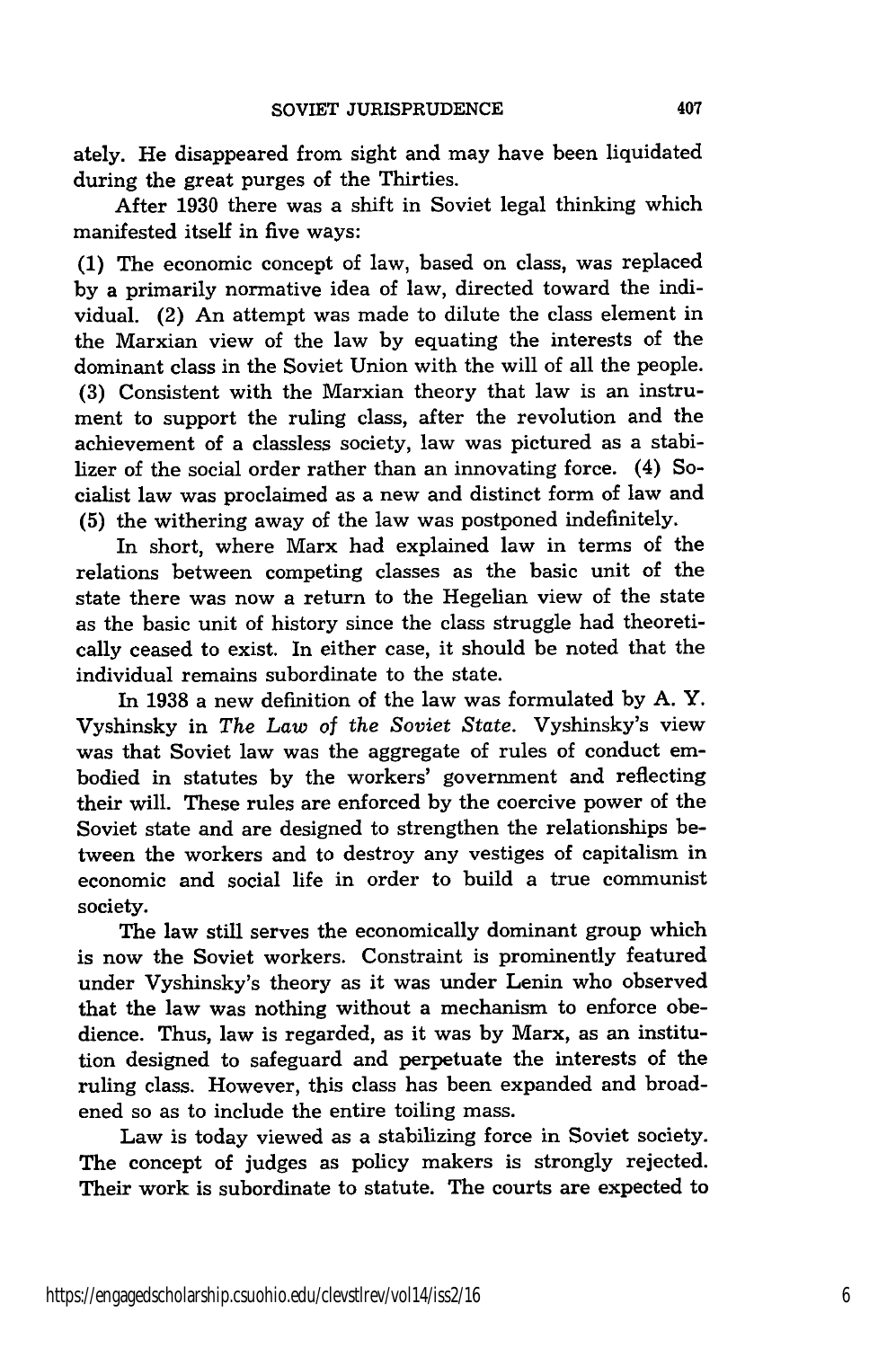ately. He disappeared from sight and may have been liquidated during the great purges of the Thirties.

After 1930 there was a shift in Soviet legal thinking which manifested itself in five ways:

(1) The economic concept of law, based on class, was replaced by a primarily normative idea of law, directed toward the individual. (2) An attempt was made to dilute the class element in the Marxian view of the law by equating the interests of the dominant class in the Soviet Union with the will of all the people. (3) Consistent with the Marxian theory that law is an instrument to support the ruling class, after the revolution and the achievement of a classless society, law was pictured as a stabilizer of the social order rather than an innovating force. (4) Socialist law was proclaimed as a new and distinct form of law and (5) the withering away of the law was postponed indefinitely.

In short, where Marx had explained law in terms of the relations between competing classes as the basic unit of the state there was now a return to the Hegelian view of the state as the basic unit of history since the class struggle had theoretically ceased to exist. In either case, it should be noted that the individual remains subordinate to the state.

In 1938 a new definition of the law was formulated by A. Y. Vyshinsky in *The Law of the Soviet State*. Vyshinsky's view was that Soviet law was the aggregate of rules of conduct embodied in statutes by the workers' government and reflecting their will. These rules are enforced by the coercive power of the Soviet state and are designed to strengthen the relationships between the workers and to destroy any vestiges of capitalism in economic and social life in order to build a true communist society.

The law still serves the economically dominant group which is now the Soviet workers. Constraint is prominently featured under Vyshinsky's theory as it was under Lenin who observed that the law was nothing without a mechanism to enforce obedience. Thus, law is regarded, as it was by Marx, as an institution designed to safeguard and perpetuate the interests of the ruling class. However, this class has been expanded and broadened so as to include the entire toiling mass.

Law is today viewed as a stabilizing force in Soviet society. The concept of judges as policy makers is strongly rejected. Their work is subordinate to statute. The courts are expected to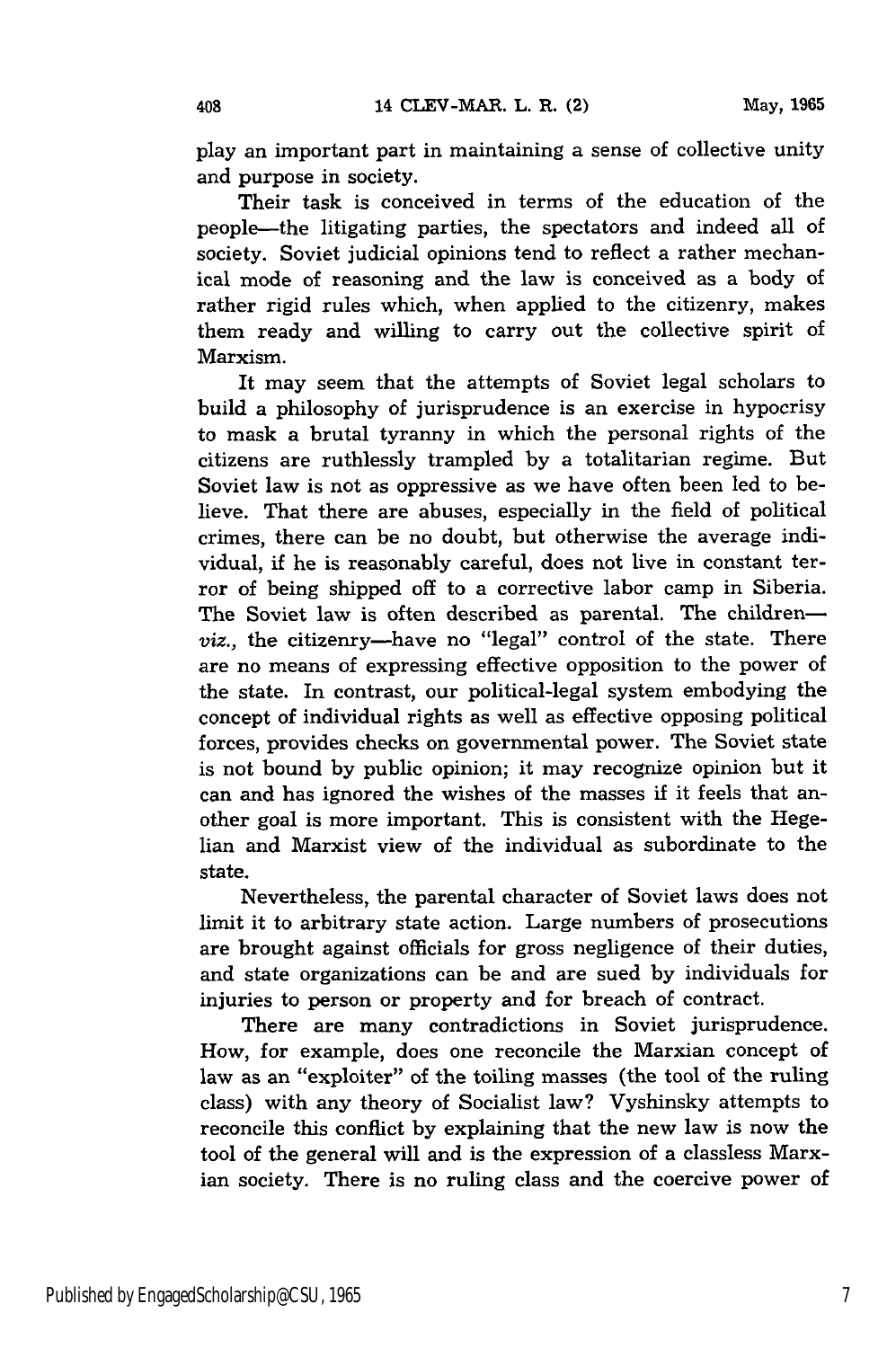play an important part in maintaining a sense of collective unity and purpose in society.

Their task is conceived in terms of the education of the people—the litigating parties, the spectators and indeed all of society. Soviet judicial opinions tend to reflect a rather mechanical mode of reasoning and the law is conceived as a body of rather rigid rules which, when applied to the citizenry, makes them ready and willing to carry out the collective spirit of Marxism.

It may seem that the attempts of Soviet legal scholars to build a philosophy of jurisprudence is an exercise in hypocrisy to mask a brutal tyranny in which the personal rights of the citizens are ruthlessly trampled by a totalitarian regime. But Soviet law is not as oppressive as we have often been led to believe. That there are abuses, especially in the field of political crimes, there can be no doubt, but otherwise the average individual, if he is reasonably careful, does not live in constant terror of being shipped off to a corrective labor camp in Siberia. The Soviet law is often described as parental. The children—*viz.,* the citizenry—have no "legal" control of the state. There are no means of expressing effective opposition to the power of the state. In contrast, our political-legal system embodying the concept of individual rights as well as effective opposing political forces, provides checks on governmental power. The Soviet state is not bound by public opinion; it may recognize opinion but it can and has ignored the wishes of the masses if it feels that another goal is more important. This is consistent with the Hegelian and Marxist view of the individual as subordinate to the state.

Nevertheless, the parental character of Soviet laws does not limit it to arbitrary state action. Large numbers of prosecutions are brought against officials for gross negligence of their duties, and state organizations can be and are sued by individuals for injuries to person or property and for breach of contract.

There are many contradictions in Soviet jurisprudence. How, for example, does one reconcile the Marxian concept of law as an "exploiter" of the toiling masses (the tool of the ruling class) with any theory of Socialist law? Vyshinsky attempts to reconcile this conflict by explaining that the new law is now the tool of the general will and is the expression of a classless Marxian society. There is no ruling class and the coercive power of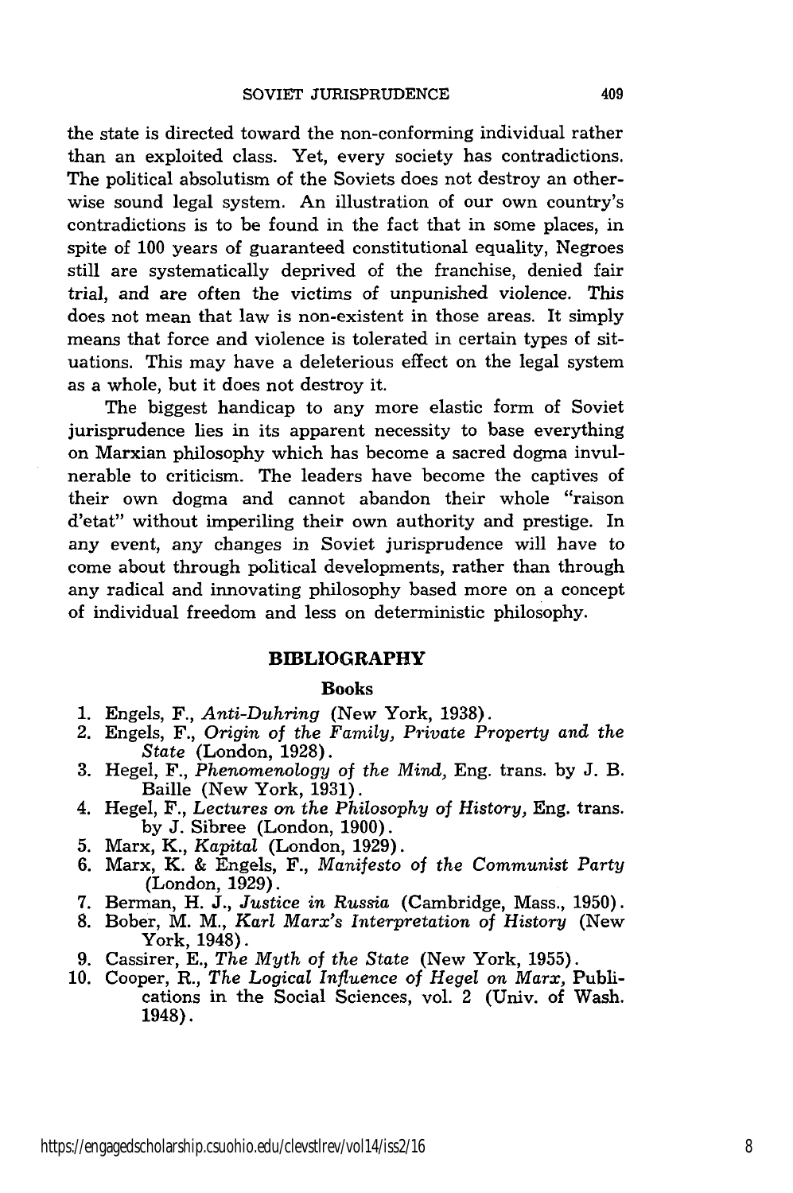the state is directed toward the non-conforming individual rather than an exploited class. Yet, every society has contradictions. The political absolutism of the Soviets does not destroy an otherwise sound legal system. An illustration of our own country's contradictions is to be found in the fact that in some places, in spite of 100 years of guaranteed constitutional equality, Negroes still are systematically deprived of the franchise, denied fair trial, and are often the victims of unpunished violence. This does not mean that law is non-existent in those areas. It simply means that force and violence is tolerated in certain types of situations. This may have a deleterious effect on the legal system as a whole, but it does not destroy it.

The biggest handicap to any more elastic form of Soviet jurisprudence lies in its apparent necessity to base everything on Marxian philosophy which has become a sacred dogma invulnerable to criticism. The leaders have become the captives of their own dogma and cannot abandon their whole "raison d'etat" without imperiling their own authority and prestige. In any event, any changes in Soviet jurisprudence will have to come about through political developments, rather than through any radical and innovating philosophy based more on a concept of individual freedom and less on deterministic philosophy.

## BIBLIOGRAPHY

### Books

1. Engels, F., *Anti-Duhring* (New York, 1938).
2. Engels, F., *Origin of the Family, Private Property and the State* (London, 1928).
3. Hegel, F., *Phenomenology of the Mind,* Eng. trans. by J. B. Baille (New York, 1931).
4. Hegel, F., *Lectures on the Philosophy of History,* Eng. trans. by J. Sibree (London, 1900).
5. Marx, K., *Kapital* (London, 1929).
6. Marx, K. & Engels, F., *Manifesto of the Communist Party* (London, 1929).
7. Berman, H. J., *Justice in Russia* (Cambridge, Mass., 1950).
8. Bober, M. M., *Karl Marx's Interpretation of History* (New York, 1948).
9. Cassirer, E., *The Myth of the State* (New York, 1955).
10. Cooper, R., *The Logical Influence of Hegel on Marx,* Publications in the Social Sciences, vol. 2 (Univ. of Wash. 1948).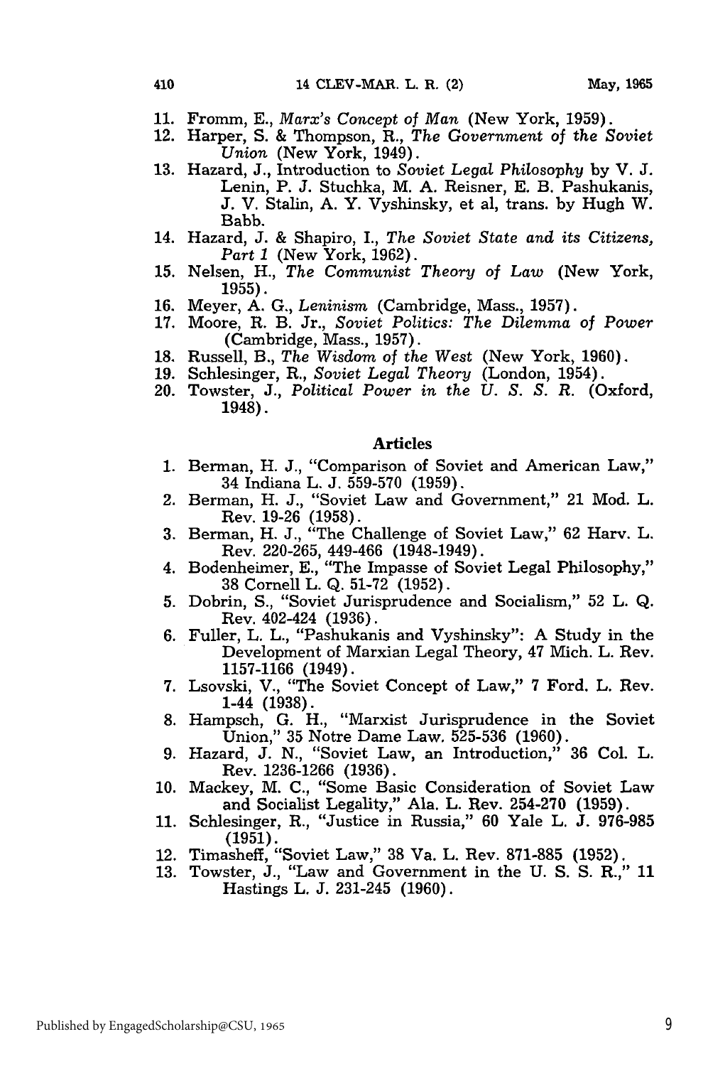11. Fromm, E., *Marx's Concept of Man* (New York, 1959).
12. Harper, S. & Thompson, R., *The Government of the Soviet Union* (New York, 1949).
13. Hazard, J., Introduction to *Soviet Legal Philosophy* by V. J. Lenin, P. J. Stuchka, M. A. Reisner, E. B. Pashukanis, J. V. Stalin, A. Y. Vyshinsky, et al, trans. by Hugh W. Babb.
14. Hazard, J. & Shapiro, I., *The Soviet State and its Citizens, Part 1* (New York, 1962).
15. Nelsen, H., *The Communist Theory of Law* (New York, 1955).
16. Meyer, A. G., *Leninism* (Cambridge, Mass., 1957).
17. Moore, R. B. Jr., *Soviet Politics: The Dilemma of Power* (Cambridge, Mass., 1957).
18. Russell, B., *The Wisdom of the West* (New York, 1960).
19. Schlesinger, R., *Soviet Legal Theory* (London, 1954).
20. Towster, J., *Political Power in the U. S. S. R.* (Oxford, 1948).

### Articles

1. Berman, H. J., "Comparison of Soviet and American Law," 34 Indiana L. J. 559-570 (1959).
2. Berman, H. J., "Soviet Law and Government," 21 Mod. L. Rev. 19-26 (1958).
3. Berman, H. J., "The Challenge of Soviet Law," 62 Harv. L. Rev. 220-265, 449-466 (1948-1949).
4. Bodenheimer, E., "The Impasse of Soviet Legal Philosophy," 38 Cornell L. Q. 51-72 (1952).
5. Dobrin, S., "Soviet Jurisprudence and Socialism," 52 L. Q. Rev. 402-424 (1936).
6. Fuller, L. L., "Pashukanis and Vyshinsky": A Study in the Development of Marxian Legal Theory, 47 Mich. L. Rev. 1157-1166 (1949).
7. Lsovski, V., "The Soviet Concept of Law," 7 Ford. L. Rev. 1-44 (1938).
8. Hampsch, G. H., "Marxist Jurisprudence in the Soviet Union," 35 Notre Dame Law. 525-536 (1960).
9. Hazard, J. N., "Soviet Law, an Introduction," 36 Col. L. Rev. 1236-1266 (1936).
10. Mackey, M. C., "Some Basic Consideration of Soviet Law and Socialist Legality," Ala. L. Rev. 254-270 (1959).
11. Schlesinger, R., "Justice in Russia," 60 Yale L. J. 976-985 (1951).
12. Timasheff, "Soviet Law," 38 Va. L. Rev. 871-885 (1952).
13. Towster, J., "Law and Government in the U. S. S. R.," 11 Hastings L. J. 231-245 (1960).